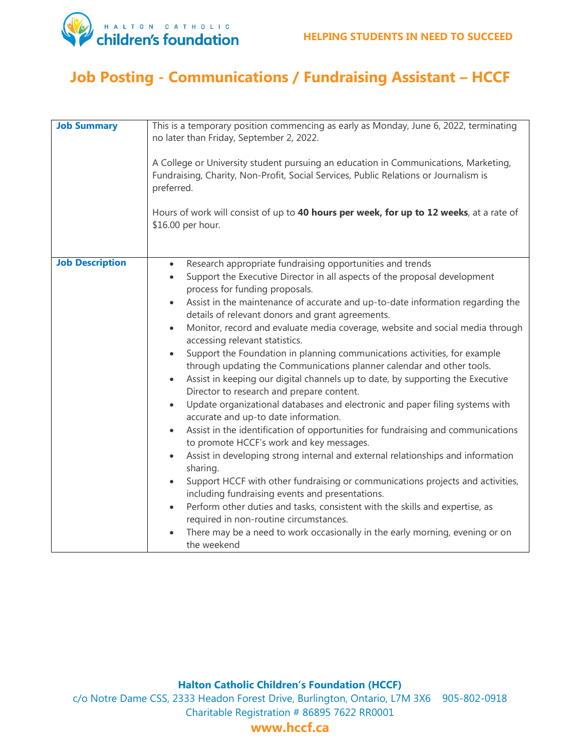HALTON CATHOLIC children's foundation

HELPING STUDENTS IN NEED TO SUCCEED

# Job Posting - Communications / Fundraising Assistant – HCCF

| | |
|---|---|
| **Job Summary** | This is a temporary position commencing as early as Monday, June 6, 2022, terminating no later than Friday, September 2, 2022.<br><br>A College or University student pursuing an education in Communications, Marketing, Fundraising, Charity, Non-Profit, Social Services, Public Relations or Journalism is preferred.<br><br>Hours of work will consist of up to **40 hours per week, for up to 12 weeks**, at a rate of $16.00 per hour. |
| **Job Description** | • Research appropriate fundraising opportunities and trends<br>• Support the Executive Director in all aspects of the proposal development process for funding proposals.<br>• Assist in the maintenance of accurate and up-to-date information regarding the details of relevant donors and grant agreements.<br>• Monitor, record and evaluate media coverage, website and social media through accessing relevant statistics.<br>• Support the Foundation in planning communications activities, for example through updating the Communications planner calendar and other tools.<br>• Assist in keeping our digital channels up to date, by supporting the Executive Director to research and prepare content.<br>• Update organizational databases and electronic and paper filing systems with accurate and up-to date information.<br>• Assist in the identification of opportunities for fundraising and communications to promote HCCF's work and key messages.<br>• Assist in developing strong internal and external relationships and information sharing.<br>• Support HCCF with other fundraising or communications projects and activities, including fundraising events and presentations.<br>• Perform other duties and tasks, consistent with the skills and expertise, as required in non-routine circumstances.<br>• There may be a need to work occasionally in the early morning, evening or on the weekend |

**Halton Catholic Children's Foundation (HCCF)**
c/o Notre Dame CSS, 2333 Headon Forest Drive, Burlington, Ontario, L7M 3X6 905-802-0918
Charitable Registration # 86895 7622 RR0001
**www.hccf.ca**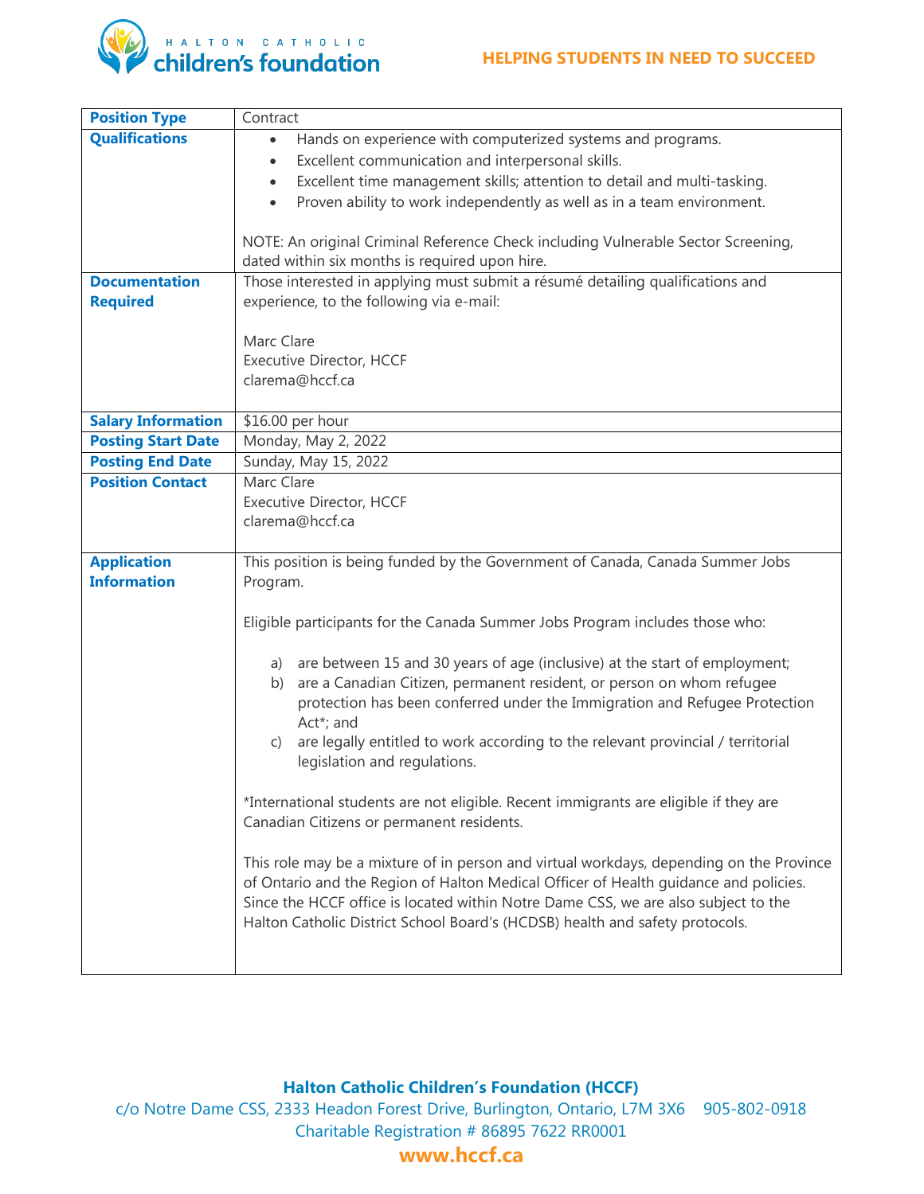| Position Type | Contract |
|---|---|
| **Qualifications** | • Hands on experience with computerized systems and programs.<br>• Excellent communication and interpersonal skills.<br>• Excellent time management skills; attention to detail and multi-tasking.<br>• Proven ability to work independently as well as in a team environment.<br><br>NOTE: An original Criminal Reference Check including Vulnerable Sector Screening, dated within six months is required upon hire. |
| **Documentation Required** | Those interested in applying must submit a résumé detailing qualifications and experience, to the following via e-mail:<br><br>Marc Clare<br>Executive Director, HCCF<br>clarema@hccf.ca |
| **Salary Information** | $16.00 per hour |
| **Posting Start Date** | Monday, May 2, 2022 |
| **Posting End Date** | Sunday, May 15, 2022 |
| **Position Contact** | Marc Clare<br>Executive Director, HCCF<br>clarema@hccf.ca |
| **Application Information** | This position is being funded by the Government of Canada, Canada Summer Jobs Program.<br><br>Eligible participants for the Canada Summer Jobs Program includes those who:<br><br>a) are between 15 and 30 years of age (inclusive) at the start of employment;<br>b) are a Canadian Citizen, permanent resident, or person on whom refugee protection has been conferred under the Immigration and Refugee Protection Act*; and<br>c) are legally entitled to work according to the relevant provincial / territorial legislation and regulations.<br><br>*International students are not eligible. Recent immigrants are eligible if they are Canadian Citizens or permanent residents.<br><br>This role may be a mixture of in person and virtual workdays, depending on the Province of Ontario and the Region of Halton Medical Officer of Health guidance and policies. Since the HCCF office is located within Notre Dame CSS, we are also subject to the Halton Catholic District School Board's (HCDSB) health and safety protocols. |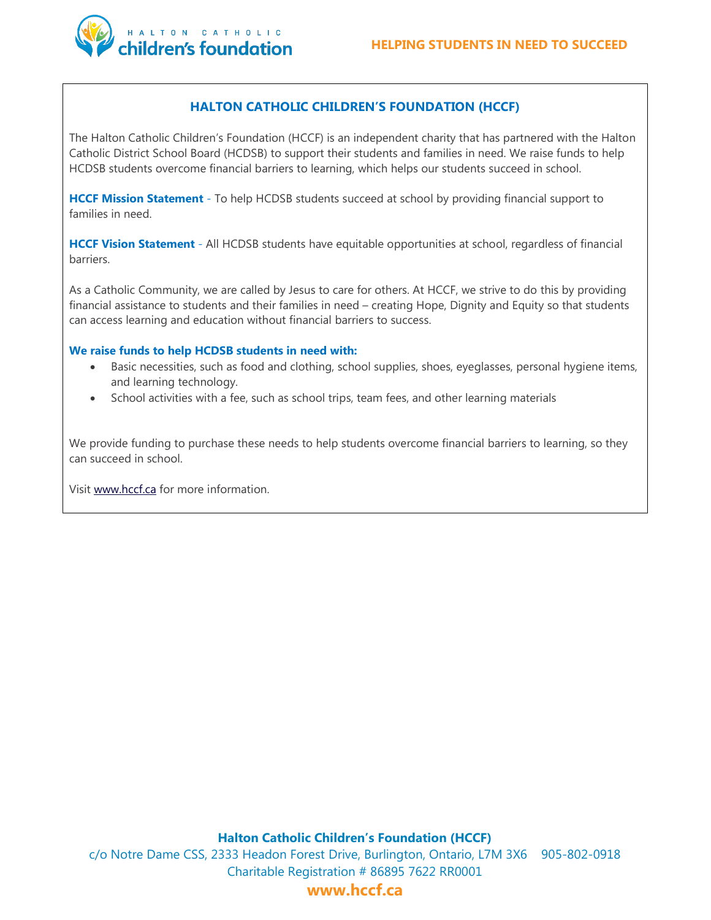HALTON CATHOLIC
children's foundation

HELPING STUDENTS IN NEED TO SUCCEED

## HALTON CATHOLIC CHILDREN'S FOUNDATION (HCCF)

The Halton Catholic Children's Foundation (HCCF) is an independent charity that has partnered with the Halton Catholic District School Board (HCDSB) to support their students and families in need. We raise funds to help HCDSB students overcome financial barriers to learning, which helps our students succeed in school.

**HCCF Mission Statement** - To help HCDSB students succeed at school by providing financial support to families in need.

**HCCF Vision Statement** - All HCDSB students have equitable opportunities at school, regardless of financial barriers.

As a Catholic Community, we are called by Jesus to care for others. At HCCF, we strive to do this by providing financial assistance to students and their families in need – creating Hope, Dignity and Equity so that students can access learning and education without financial barriers to success.

**We raise funds to help HCDSB students in need with:**

- Basic necessities, such as food and clothing, school supplies, shoes, eyeglasses, personal hygiene items, and learning technology.
- School activities with a fee, such as school trips, team fees, and other learning materials

We provide funding to purchase these needs to help students overcome financial barriers to learning, so they can succeed in school.

Visit [www.hccf.ca](http://www.hccf.ca) for more information.

**Halton Catholic Children's Foundation (HCCF)**
c/o Notre Dame CSS, 2333 Headon Forest Drive, Burlington, Ontario, L7M 3X6    905-802-0918
Charitable Registration # 86895 7622 RR0001
**www.hccf.ca**